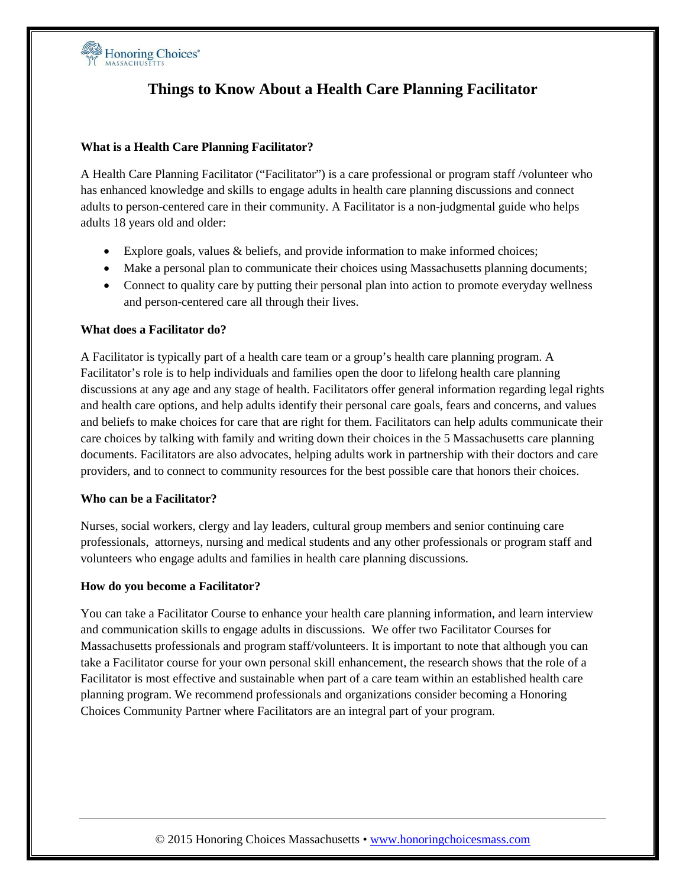# Things to Know About a Health Care Planning Facilitator

**What is a Health Care Planning Facilitator?**

A Health Care Planning Facilitator ("Facilitator") is a care professional or program staff /volunteer who has enhanced knowledge and skills to engage adults in health care planning discussions and connect adults to person-centered care in their community. A Facilitator is a non-judgmental guide who helps adults 18 years old and older:

- Explore goals, values & beliefs, and provide information to make informed choices;
- Make a personal plan to communicate their choices using Massachusetts planning documents;
- Connect to quality care by putting their personal plan into action to promote everyday wellness and person-centered care all through their lives.

**What does a Facilitator do?**

A Facilitator is typically part of a health care team or a group's health care planning program. A Facilitator's role is to help individuals and families open the door to lifelong health care planning discussions at any age and any stage of health. Facilitators offer general information regarding legal rights and health care options, and help adults identify their personal care goals, fears and concerns, and values and beliefs to make choices for care that are right for them. Facilitators can help adults communicate their care choices by talking with family and writing down their choices in the 5 Massachusetts care planning documents. Facilitators are also advocates, helping adults work in partnership with their doctors and care providers, and to connect to community resources for the best possible care that honors their choices.

**Who can be a Facilitator?**

Nurses, social workers, clergy and lay leaders, cultural group members and senior continuing care professionals, attorneys, nursing and medical students and any other professionals or program staff and volunteers who engage adults and families in health care planning discussions.

**How do you become a Facilitator?**

You can take a Facilitator Course to enhance your health care planning information, and learn interview and communication skills to engage adults in discussions. We offer two Facilitator Courses for Massachusetts professionals and program staff/volunteers. It is important to note that although you can take a Facilitator course for your own personal skill enhancement, the research shows that the role of a Facilitator is most effective and sustainable when part of a care team within an established health care planning program. We recommend professionals and organizations consider becoming a Honoring Choices Community Partner where Facilitators are an integral part of your program.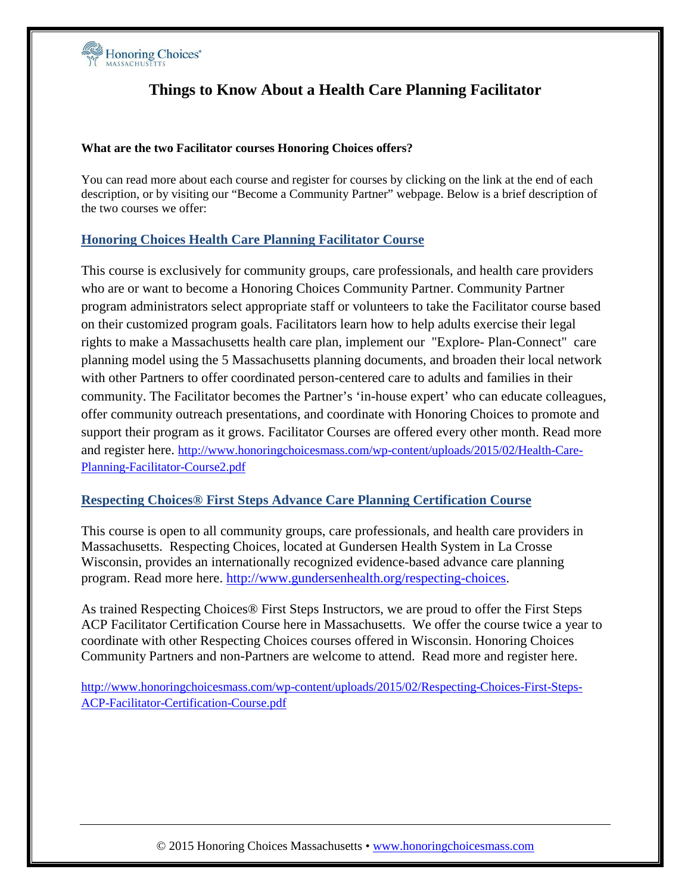# Things to Know About a Health Care Planning Facilitator

**What are the two Facilitator courses Honoring Choices offers?**

You can read more about each course and register for courses by clicking on the link at the end of each description, or by visiting our "Become a Community Partner" webpage. Below is a brief description of the two courses we offer:

## Honoring Choices Health Care Planning Facilitator Course

This course is exclusively for community groups, care professionals, and health care providers who are or want to become a Honoring Choices Community Partner. Community Partner program administrators select appropriate staff or volunteers to take the Facilitator course based on their customized program goals. Facilitators learn how to help adults exercise their legal rights to make a Massachusetts health care plan, implement our "Explore- Plan-Connect" care planning model using the 5 Massachusetts planning documents, and broaden their local network with other Partners to offer coordinated person-centered care to adults and families in their community. The Facilitator becomes the Partner's 'in-house expert' who can educate colleagues, offer community outreach presentations, and coordinate with Honoring Choices to promote and support their program as it grows. Facilitator Courses are offered every other month. Read more and register here. http://www.honoringchoicesmass.com/wp-content/uploads/2015/02/Health-Care-Planning-Facilitator-Course2.pdf

## Respecting Choices® First Steps Advance Care Planning Certification Course

This course is open to all community groups, care professionals, and health care providers in Massachusetts. Respecting Choices, located at Gundersen Health System in La Crosse Wisconsin, provides an internationally recognized evidence-based advance care planning program. Read more here. http://www.gundersenhealth.org/respecting-choices.

As trained Respecting Choices® First Steps Instructors, we are proud to offer the First Steps ACP Facilitator Certification Course here in Massachusetts. We offer the course twice a year to coordinate with other Respecting Choices courses offered in Wisconsin. Honoring Choices Community Partners and non-Partners are welcome to attend. Read more and register here.

http://www.honoringchoicesmass.com/wp-content/uploads/2015/02/Respecting-Choices-First-Steps-ACP-Facilitator-Certification-Course.pdf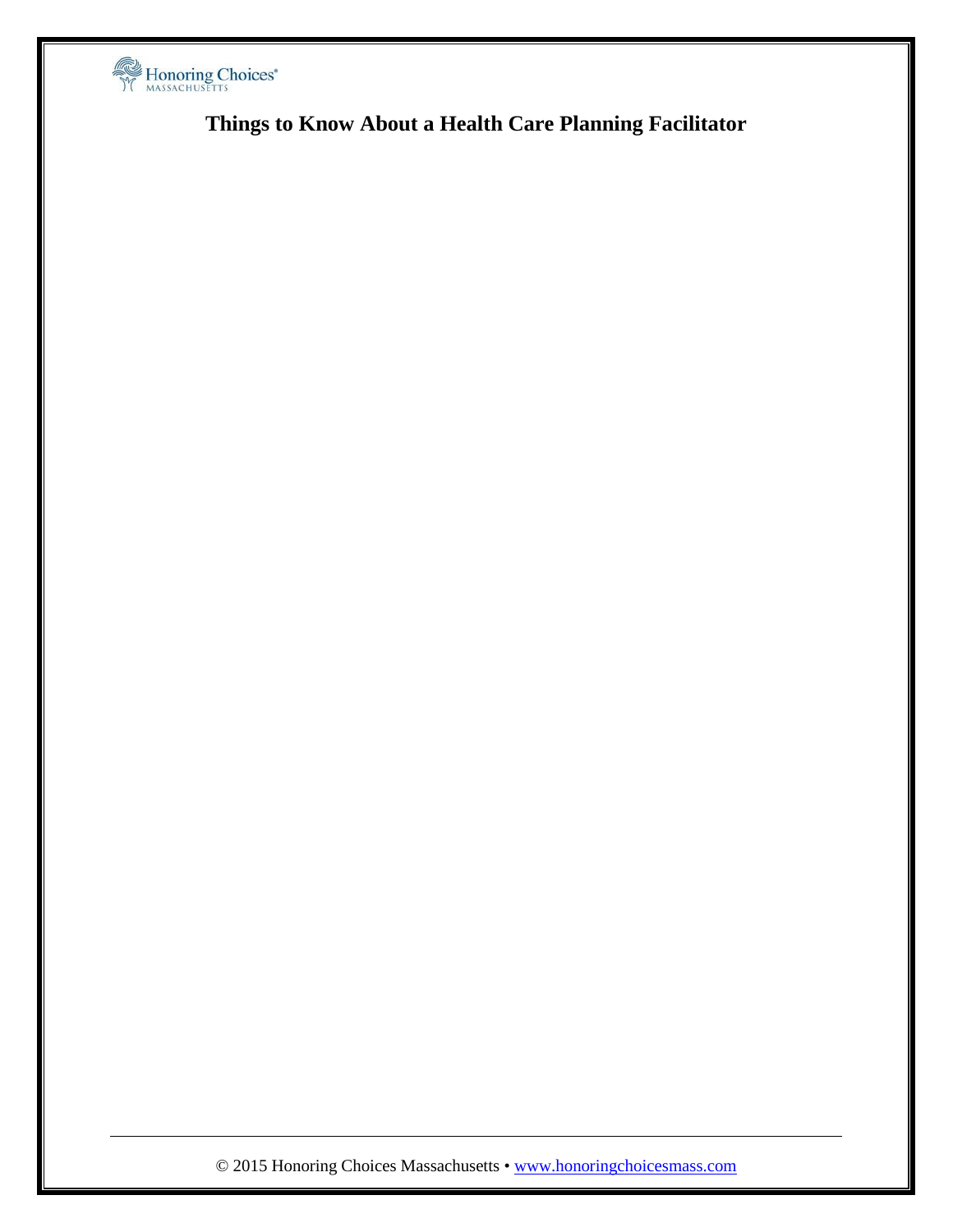# Things to Know About a Health Care Planning Facilitator